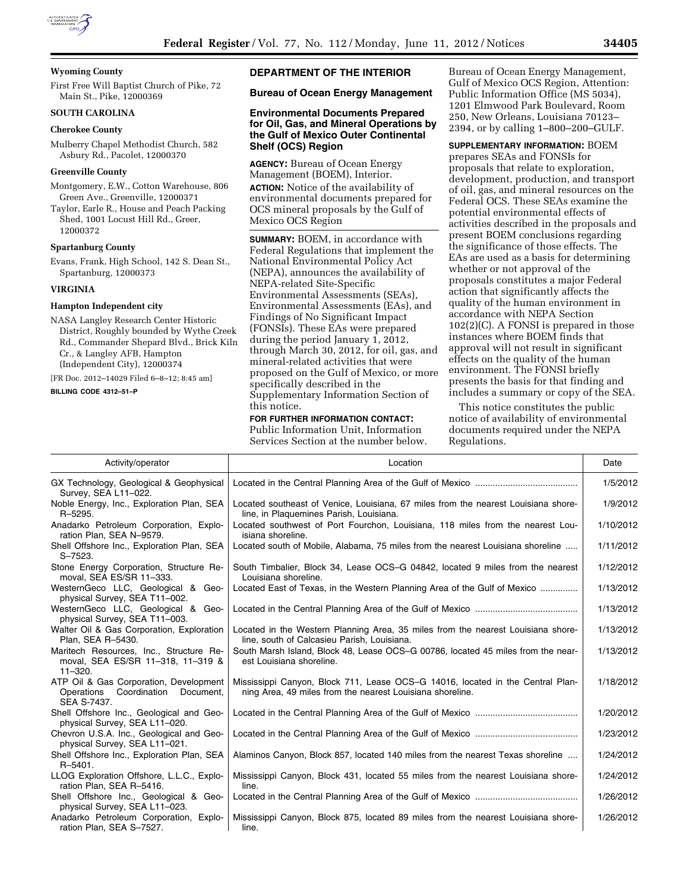**Wyoming County**

First Free Will Baptist Church of Pike, 72 Main St., Pike, 12000369

**SOUTH CAROLINA**

**Cherokee County**

Mulberry Chapel Methodist Church, 582 Asbury Rd., Pacolet, 12000370

**Greenville County**

Montgomery, E.W., Cotton Warehouse, 806 Green Ave., Greenville, 12000371

Taylor, Earle R., House and Peach Packing Shed, 1001 Locust Hill Rd., Greer, 12000372

**Spartanburg County**

Evans, Frank, High School, 142 S. Dean St., Spartanburg, 12000373

**VIRGINIA**

**Hampton Independent city**

NASA Langley Research Center Historic District, Roughly bounded by Wythe Creek Rd., Commander Shepard Blvd., Brick Kiln Cr., & Langley AFB, Hampton (Independent City), 12000374

[FR Doc. 2012–14029 Filed 6–8–12; 8:45 am]

**BILLING CODE 4312–51–P**

## DEPARTMENT OF THE INTERIOR

### Bureau of Ocean Energy Management

### Environmental Documents Prepared for Oil, Gas, and Mineral Operations by the Gulf of Mexico Outer Continental Shelf (OCS) Region

**AGENCY:** Bureau of Ocean Energy Management (BOEM), Interior.

**ACTION:** Notice of the availability of environmental documents prepared for OCS mineral proposals by the Gulf of Mexico OCS Region

**SUMMARY:** BOEM, in accordance with Federal Regulations that implement the National Environmental Policy Act (NEPA), announces the availability of NEPA-related Site-Specific Environmental Assessments (SEAs), Environmental Assessments (EAs), and Findings of No Significant Impact (FONSIs). These EAs were prepared during the period January 1, 2012, through March 30, 2012, for oil, gas, and mineral-related activities that were proposed on the Gulf of Mexico, or more specifically described in the Supplementary Information Section of this notice.

**FOR FURTHER INFORMATION CONTACT:** Public Information Unit, Information Services Section at the number below. Bureau of Ocean Energy Management, Gulf of Mexico OCS Region, Attention: Public Information Office (MS 5034), 1201 Elmwood Park Boulevard, Room 250, New Orleans, Louisiana 70123–2394, or by calling 1–800–200–GULF.

**SUPPLEMENTARY INFORMATION:** BOEM prepares SEAs and FONSIs for proposals that relate to exploration, development, production, and transport of oil, gas, and mineral resources on the Federal OCS. These SEAs examine the potential environmental effects of activities described in the proposals and present BOEM conclusions regarding the significance of those effects. The EAs are used as a basis for determining whether or not approval of the proposals constitutes a major Federal action that significantly affects the quality of the human environment in accordance with NEPA Section 102(2)(C). A FONSI is prepared in those instances where BOEM finds that approval will not result in significant effects on the quality of the human environment. The FONSI briefly presents the basis for that finding and includes a summary or copy of the SEA.

This notice constitutes the public notice of availability of environmental documents required under the NEPA Regulations.

| Activity/operator | Location | Date |
|---|---|---|
| GX Technology, Geological & Geophysical Survey, SEA L11–022. | Located in the Central Planning Area of the Gulf of Mexico | 1/5/2012 |
| Noble Energy, Inc., Exploration Plan, SEA R–5295. | Located southeast of Venice, Louisiana, 67 miles from the nearest Louisiana shoreline, in Plaquemines Parish, Louisiana. | 1/9/2012 |
| Anadarko Petroleum Corporation, Exploration Plan, SEA N–9579. | Located southwest of Port Fourchon, Louisiana, 118 miles from the nearest Louisiana shoreline. | 1/10/2012 |
| Shell Offshore Inc., Exploration Plan, SEA S–7523. | Located south of Mobile, Alabama, 75 miles from the nearest Louisiana shoreline | 1/11/2012 |
| Stone Energy Corporation, Structure Removal, SEA ES/SR 11–333. | South Timbalier, Block 34, Lease OCS–G 04842, located 9 miles from the nearest Louisiana shoreline. | 1/12/2012 |
| WesternGeco LLC, Geological & Geophysical Survey, SEA T11–002. | Located East of Texas, in the Western Planning Area of the Gulf of Mexico | 1/13/2012 |
| WesternGeco LLC, Geological & Geophysical Survey, SEA T11–003. | Located in the Central Planning Area of the Gulf of Mexico | 1/13/2012 |
| Walter Oil & Gas Corporation, Exploration Plan, SEA R–5430. | Located in the Western Planning Area, 35 miles from the nearest Louisiana shoreline, south of Calcasieu Parish, Louisiana. | 1/13/2012 |
| Maritech Resources, Inc., Structure Removal, SEA ES/SR 11–318, 11–319 & 11–320. | South Marsh Island, Block 48, Lease OCS–G 00786, located 45 miles from the nearest Louisiana shoreline. | 1/13/2012 |
| ATP Oil & Gas Corporation, Development Operations Coordination Document, SEA S-7437. | Mississippi Canyon, Block 711, Lease OCS–G 14016, located in the Central Planning Area, 49 miles from the nearest Louisiana shoreline. | 1/18/2012 |
| Shell Offshore Inc., Geological and Geophysical Survey, SEA L11–020. | Located in the Central Planning Area of the Gulf of Mexico | 1/20/2012 |
| Chevron U.S.A. Inc., Geological and Geophysical Survey, SEA L11–021. | Located in the Central Planning Area of the Gulf of Mexico | 1/23/2012 |
| Shell Offshore Inc., Exploration Plan, SEA R–5401. | Alaminos Canyon, Block 857, located 140 miles from the nearest Texas shoreline | 1/24/2012 |
| LLOG Exploration Offshore, L.L.C., Exploration Plan, SEA R–5416. | Mississippi Canyon, Block 431, located 55 miles from the nearest Louisiana shoreline. | 1/24/2012 |
| Shell Offshore Inc., Geological & Geophysical Survey, SEA L11–023. | Located in the Central Planning Area of the Gulf of Mexico | 1/26/2012 |
| Anadarko Petroleum Corporation, Exploration Plan, SEA S–7527. | Mississippi Canyon, Block 875, located 89 miles from the nearest Louisiana shoreline. | 1/26/2012 |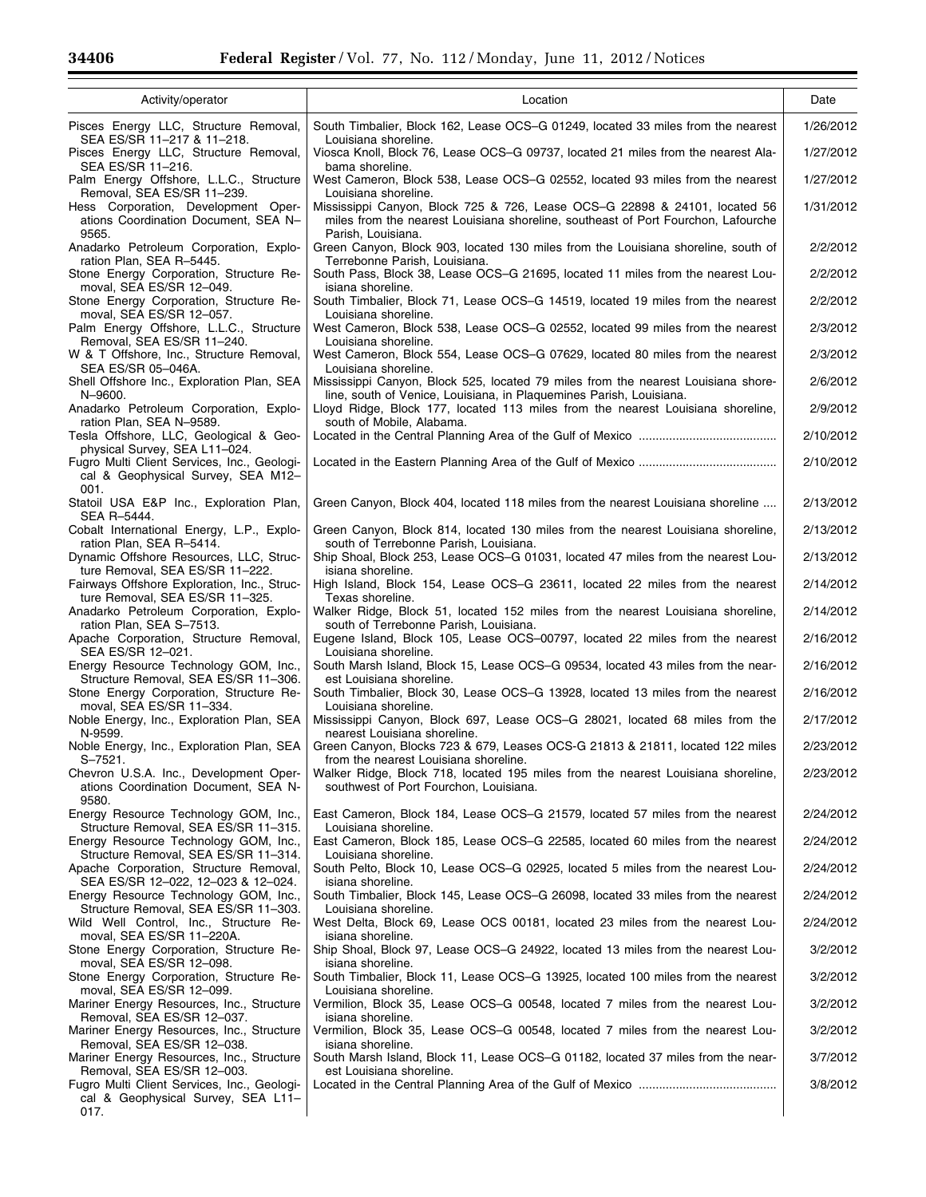| Activity/operator | Location | Date |
|---|---|---|
| Pisces Energy LLC, Structure Removal, SEA ES/SR 11–217 & 11–218. | South Timbalier, Block 162, Lease OCS–G 01249, located 33 miles from the nearest Louisiana shoreline. | 1/26/2012 |
| Pisces Energy LLC, Structure Removal, SEA ES/SR 11–216. | Viosca Knoll, Block 76, Lease OCS–G 09737, located 21 miles from the nearest Alabama shoreline. | 1/27/2012 |
| Palm Energy Offshore, L.L.C., Structure Removal, SEA ES/SR 11–239. | West Cameron, Block 538, Lease OCS–G 02552, located 93 miles from the nearest Louisiana shoreline. | 1/27/2012 |
| Hess Corporation, Development Operations Coordination Document, SEA N–9565. | Mississippi Canyon, Block 725 & 726, Lease OCS–G 22898 & 24101, located 56 miles from the nearest Louisiana shoreline, southeast of Port Fourchon, Lafourche Parish, Louisiana. | 1/31/2012 |
| Anadarko Petroleum Corporation, Exploration Plan, SEA R–5445. | Green Canyon, Block 903, located 130 miles from the Louisiana shoreline, south of Terrebonne Parish, Louisiana. | 2/2/2012 |
| Stone Energy Corporation, Structure Removal, SEA ES/SR 12–049. | South Pass, Block 38, Lease OCS–G 21695, located 11 miles from the nearest Louisiana shoreline. | 2/2/2012 |
| Stone Energy Corporation, Structure Removal, SEA ES/SR 12–057. | South Timbalier, Block 71, Lease OCS–G 14519, located 19 miles from the nearest Louisiana shoreline. | 2/2/2012 |
| Palm Energy Offshore, L.L.C., Structure Removal, SEA ES/SR 11–240. | West Cameron, Block 538, Lease OCS–G 02552, located 99 miles from the nearest Louisiana shoreline. | 2/3/2012 |
| W & T Offshore, Inc., Structure Removal, SEA ES/SR 05–046A. | West Cameron, Block 554, Lease OCS–G 07629, located 80 miles from the nearest Louisiana shoreline. | 2/3/2012 |
| Shell Offshore Inc., Exploration Plan, SEA N–9600. | Mississippi Canyon, Block 525, located 79 miles from the nearest Louisiana shoreline, south of Venice, Louisiana, in Plaquemines Parish, Louisiana. | 2/6/2012 |
| Anadarko Petroleum Corporation, Exploration Plan, SEA N–9589. | Lloyd Ridge, Block 177, located 113 miles from the nearest Louisiana shoreline, south of Mobile, Alabama. | 2/9/2012 |
| Tesla Offshore, LLC, Geological & Geophysical Survey, SEA L11–024. | Located in the Central Planning Area of the Gulf of Mexico | 2/10/2012 |
| Fugro Multi Client Services, Inc., Geological & Geophysical Survey, SEA M12–001. | Located in the Eastern Planning Area of the Gulf of Mexico | 2/10/2012 |
| Statoil USA E&P Inc., Exploration Plan, SEA R–5444. | Green Canyon, Block 404, located 118 miles from the nearest Louisiana shoreline .... | 2/13/2012 |
| Cobalt International Energy, L.P., Exploration Plan, SEA R–5414. | Green Canyon, Block 814, located 130 miles from the nearest Louisiana shoreline, south of Terrebonne Parish, Louisiana. | 2/13/2012 |
| Dynamic Offshore Resources, LLC, Structure Removal, SEA ES/SR 11–222. | Ship Shoal, Block 253, Lease OCS–G 01031, located 47 miles from the nearest Louisiana shoreline. | 2/13/2012 |
| Fairways Offshore Exploration, Inc., Structure Removal, SEA ES/SR 11–325. | High Island, Block 154, Lease OCS–G 23611, located 22 miles from the nearest Texas shoreline. | 2/14/2012 |
| Anadarko Petroleum Corporation, Exploration Plan, SEA S–7513. | Walker Ridge, Block 51, located 152 miles from the nearest Louisiana shoreline, south of Terrebonne Parish, Louisiana. | 2/14/2012 |
| Apache Corporation, Structure Removal, SEA ES/SR 12–021. | Eugene Island, Block 105, Lease OCS–00797, located 22 miles from the nearest Louisiana shoreline. | 2/16/2012 |
| Energy Resource Technology GOM, Inc., Structure Removal, SEA ES/SR 11–306. | South Marsh Island, Block 15, Lease OCS–G 09534, located 43 miles from the nearest Louisiana shoreline. | 2/16/2012 |
| Stone Energy Corporation, Structure Removal, SEA ES/SR 11–334. | South Timbalier, Block 30, Lease OCS–G 13928, located 13 miles from the nearest Louisiana shoreline. | 2/16/2012 |
| Noble Energy, Inc., Exploration Plan, SEA N-9599. | Mississippi Canyon, Block 697, Lease OCS–G 28021, located 68 miles from the nearest Louisiana shoreline. | 2/17/2012 |
| Noble Energy, Inc., Exploration Plan, SEA S–7521. | Green Canyon, Blocks 723 & 679, Leases OCS-G 21813 & 21811, located 122 miles from the nearest Louisiana shoreline. | 2/23/2012 |
| Chevron U.S.A. Inc., Development Operations Coordination Document, SEA N-9580. | Walker Ridge, Block 718, located 195 miles from the nearest Louisiana shoreline, southwest of Port Fourchon, Louisiana. | 2/23/2012 |
| Energy Resource Technology GOM, Inc., Structure Removal, SEA ES/SR 11–315. | East Cameron, Block 184, Lease OCS–G 21579, located 57 miles from the nearest Louisiana shoreline. | 2/24/2012 |
| Energy Resource Technology GOM, Inc., Structure Removal, SEA ES/SR 11–314. | East Cameron, Block 185, Lease OCS–G 22585, located 60 miles from the nearest Louisiana shoreline. | 2/24/2012 |
| Apache Corporation, Structure Removal, SEA ES/SR 12–022, 12–023 & 12–024. | South Pelto, Block 10, Lease OCS–G 02925, located 5 miles from the nearest Louisiana shoreline. | 2/24/2012 |
| Energy Resource Technology GOM, Inc., Structure Removal, SEA ES/SR 11–303. | South Timbalier, Block 145, Lease OCS–G 26098, located 33 miles from the nearest Louisiana shoreline. | 2/24/2012 |
| Wild Well Control, Inc., Structure Removal, SEA ES/SR 11–220A. | West Delta, Block 69, Lease OCS 00181, located 23 miles from the nearest Louisiana shoreline. | 2/24/2012 |
| Stone Energy Corporation, Structure Removal, SEA ES/SR 12–098. | Ship Shoal, Block 97, Lease OCS–G 24922, located 13 miles from the nearest Louisiana shoreline. | 3/2/2012 |
| Stone Energy Corporation, Structure Removal, SEA ES/SR 12–099. | South Timbalier, Block 11, Lease OCS–G 13925, located 100 miles from the nearest Louisiana shoreline. | 3/2/2012 |
| Mariner Energy Resources, Inc., Structure Removal, SEA ES/SR 12–037. | Vermilion, Block 35, Lease OCS–G 00548, located 7 miles from the nearest Louisiana shoreline. | 3/2/2012 |
| Mariner Energy Resources, Inc., Structure Removal, SEA ES/SR 12–038. | Vermilion, Block 35, Lease OCS–G 00548, located 7 miles from the nearest Louisiana shoreline. | 3/2/2012 |
| Mariner Energy Resources, Inc., Structure Removal, SEA ES/SR 12–003. | South Marsh Island, Block 11, Lease OCS–G 01182, located 37 miles from the nearest Louisiana shoreline. | 3/7/2012 |
| Fugro Multi Client Services, Inc., Geological & Geophysical Survey, SEA L11–017. | Located in the Central Planning Area of the Gulf of Mexico | 3/8/2012 |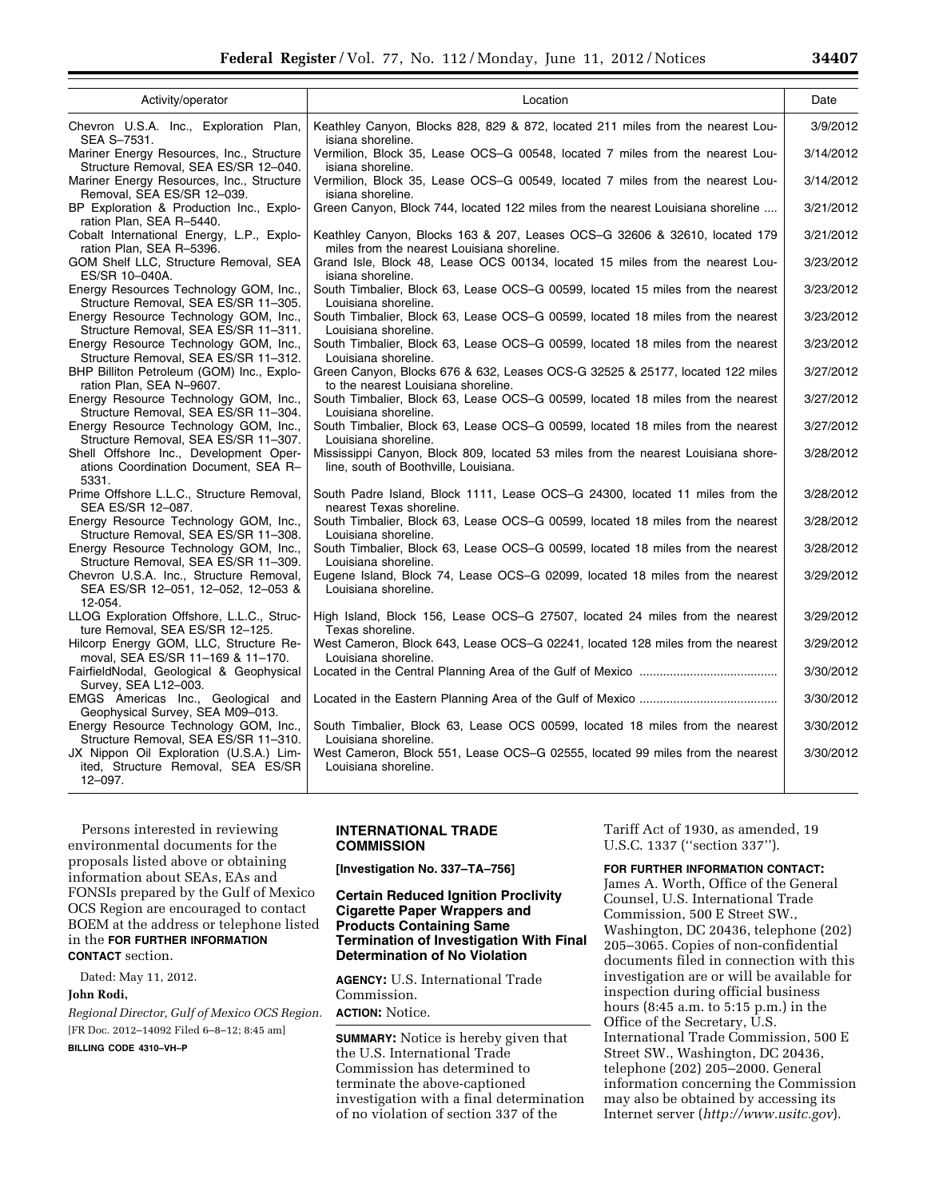| Activity/operator | Location | Date |
|---|---|---|
| Chevron U.S.A. Inc., Exploration Plan, SEA S–7531. | Keathley Canyon, Blocks 828, 829 & 872, located 211 miles from the nearest Louisiana shoreline. | 3/9/2012 |
| Mariner Energy Resources, Inc., Structure Structure Removal, SEA ES/SR 12–040. | Vermilion, Block 35, Lease OCS–G 00548, located 7 miles from the nearest Louisiana shoreline. | 3/14/2012 |
| Mariner Energy Resources, Inc., Structure Removal, SEA ES/SR 12–039. | Vermilion, Block 35, Lease OCS–G 00549, located 7 miles from the nearest Louisiana shoreline. | 3/14/2012 |
| BP Exploration & Production Inc., Exploration Plan, SEA R–5440. | Green Canyon, Block 744, located 122 miles from the nearest Louisiana shoreline .... | 3/21/2012 |
| Cobalt International Energy, L.P., Exploration Plan, SEA R–5396. | Keathley Canyon, Blocks 163 & 207, Leases OCS–G 32606 & 32610, located 179 miles from the nearest Louisiana shoreline. | 3/21/2012 |
| GOM Shelf LLC, Structure Removal, SEA ES/SR 10–040A. | Grand Isle, Block 48, Lease OCS 00134, located 15 miles from the nearest Louisiana shoreline. | 3/23/2012 |
| Energy Resources Technology GOM, Inc., Structure Removal, SEA ES/SR 11–305. | South Timbalier, Block 63, Lease OCS–G 00599, located 15 miles from the nearest Louisiana shoreline. | 3/23/2012 |
| Energy Resource Technology GOM, Inc., Structure Removal, SEA ES/SR 11–311. | South Timbalier, Block 63, Lease OCS–G 00599, located 18 miles from the nearest Louisiana shoreline. | 3/23/2012 |
| Energy Resource Technology GOM, Inc., Structure Removal, SEA ES/SR 11–312. | South Timbalier, Block 63, Lease OCS–G 00599, located 18 miles from the nearest Louisiana shoreline. | 3/23/2012 |
| BHP Billiton Petroleum (GOM) Inc., Exploration Plan, SEA N–9607. | Green Canyon, Blocks 676 & 632, Leases OCS-G 32525 & 25177, located 122 miles to the nearest Louisiana shoreline. | 3/27/2012 |
| Energy Resource Technology GOM, Inc., Structure Removal, SEA ES/SR 11–304. | South Timbalier, Block 63, Lease OCS–G 00599, located 18 miles from the nearest Louisiana shoreline. | 3/27/2012 |
| Energy Resource Technology GOM, Inc., Structure Removal, SEA ES/SR 11–307. | South Timbalier, Block 63, Lease OCS–G 00599, located 18 miles from the nearest Louisiana shoreline. | 3/27/2012 |
| Shell Offshore Inc., Development Operations Coordination Document, SEA R–5331. | Mississippi Canyon, Block 809, located 53 miles from the nearest Louisiana shoreline, south of Boothville, Louisiana. | 3/28/2012 |
| Prime Offshore L.L.C., Structure Removal, SEA ES/SR 12–087. | South Padre Island, Block 1111, Lease OCS–G 24300, located 11 miles from the nearest Texas shoreline. | 3/28/2012 |
| Energy Resource Technology GOM, Inc., Structure Removal, SEA ES/SR 11–308. | South Timbalier, Block 63, Lease OCS–G 00599, located 18 miles from the nearest Louisiana shoreline. | 3/28/2012 |
| Energy Resource Technology GOM, Inc., Structure Removal, SEA ES/SR 11–309. | South Timbalier, Block 63, Lease OCS–G 00599, located 18 miles from the nearest Louisiana shoreline. | 3/28/2012 |
| Chevron U.S.A. Inc., Structure Removal, SEA ES/SR 12–051, 12–052, 12–053 & 12-054. | Eugene Island, Block 74, Lease OCS–G 02099, located 18 miles from the nearest Louisiana shoreline. | 3/29/2012 |
| LLOG Exploration Offshore, L.L.C., Structure Removal, SEA ES/SR 12–125. | High Island, Block 156, Lease OCS–G 27507, located 24 miles from the nearest Texas shoreline. | 3/29/2012 |
| Hilcorp Energy GOM, LLC, Structure Removal, SEA ES/SR 11–169 & 11–170. | West Cameron, Block 643, Lease OCS–G 02241, located 128 miles from the nearest Louisiana shoreline. | 3/29/2012 |
| FairfieldNodal, Geological & Geophysical Survey, SEA L12–003. | Located in the Central Planning Area of the Gulf of Mexico ........................................ | 3/30/2012 |
| EMGS Americas Inc., Geological and Geophysical Survey, SEA M09–013. | Located in the Eastern Planning Area of the Gulf of Mexico ........................................ | 3/30/2012 |
| Energy Resource Technology GOM, Inc., Structure Removal, SEA ES/SR 11–310. | South Timbalier, Block 63, Lease OCS 00599, located 18 miles from the nearest Louisiana shoreline. | 3/30/2012 |
| JX Nippon Oil Exploration (U.S.A.) Limited, Structure Removal, SEA ES/SR 12–097. | West Cameron, Block 551, Lease OCS–G 02555, located 99 miles from the nearest Louisiana shoreline. | 3/30/2012 |

Persons interested in reviewing environmental documents for the proposals listed above or obtaining information about SEAs, EAs and FONSIs prepared by the Gulf of Mexico OCS Region are encouraged to contact BOEM at the address or telephone listed in the **FOR FURTHER INFORMATION CONTACT** section.

Dated: May 11, 2012.

**John Rodi,**

*Regional Director, Gulf of Mexico OCS Region.*

[FR Doc. 2012–14092 Filed 6–8–12; 8:45 am]

**BILLING CODE 4310–VH–P**

## INTERNATIONAL TRADE COMMISSION

**[Investigation No. 337–TA–756]**

## Certain Reduced Ignition Proclivity Cigarette Paper Wrappers and Products Containing Same Termination of Investigation With Final Determination of No Violation

**AGENCY:** U.S. International Trade Commission.

**ACTION:** Notice.

**SUMMARY:** Notice is hereby given that the U.S. International Trade Commission has determined to terminate the above-captioned investigation with a final determination of no violation of section 337 of the Tariff Act of 1930, as amended, 19 U.S.C. 1337 (''section 337'').

**FOR FURTHER INFORMATION CONTACT:** James A. Worth, Office of the General Counsel, U.S. International Trade Commission, 500 E Street SW., Washington, DC 20436, telephone (202) 205–3065. Copies of non-confidential documents filed in connection with this investigation are or will be available for inspection during official business hours (8:45 a.m. to 5:15 p.m.) in the Office of the Secretary, U.S. International Trade Commission, 500 E Street SW., Washington, DC 20436, telephone (202) 205–2000. General information concerning the Commission may also be obtained by accessing its Internet server (*http://www.usitc.gov*).